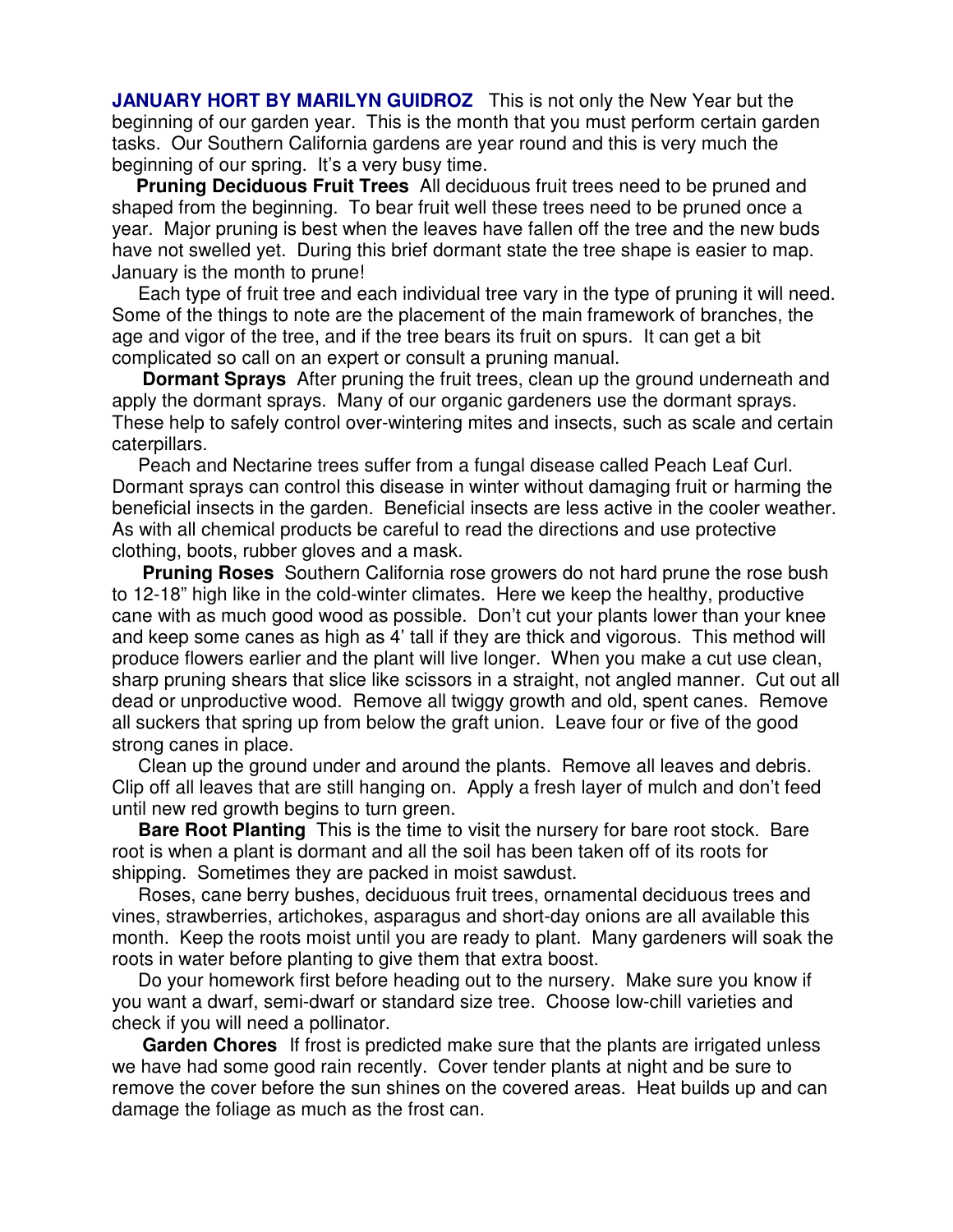**JANUARY HORT BY MARILYN GUIDROZ** This is not only the New Year but the beginning of our garden year. This is the month that you must perform certain garden tasks. Our Southern California gardens are year round and this is very much the beginning of our spring. It's a very busy time.

**Pruning Deciduous Fruit Trees** All deciduous fruit trees need to be pruned and shaped from the beginning. To bear fruit well these trees need to be pruned once a year. Major pruning is best when the leaves have fallen off the tree and the new buds have not swelled yet. During this brief dormant state the tree shape is easier to map. January is the month to prune!

Each type of fruit tree and each individual tree vary in the type of pruning it will need. Some of the things to note are the placement of the main framework of branches, the age and vigor of the tree, and if the tree bears its fruit on spurs. It can get a bit complicated so call on an expert or consult a pruning manual.

**Dormant Sprays** After pruning the fruit trees, clean up the ground underneath and apply the dormant sprays. Many of our organic gardeners use the dormant sprays. These help to safely control over-wintering mites and insects, such as scale and certain caterpillars.

Peach and Nectarine trees suffer from a fungal disease called Peach Leaf Curl. Dormant sprays can control this disease in winter without damaging fruit or harming the beneficial insects in the garden. Beneficial insects are less active in the cooler weather. As with all chemical products be careful to read the directions and use protective clothing, boots, rubber gloves and a mask.

**Pruning Roses** Southern California rose growers do not hard prune the rose bush to 12-18" high like in the cold-winter climates. Here we keep the healthy, productive cane with as much good wood as possible. Don't cut your plants lower than your knee and keep some canes as high as 4' tall if they are thick and vigorous. This method will produce flowers earlier and the plant will live longer. When you make a cut use clean, sharp pruning shears that slice like scissors in a straight, not angled manner. Cut out all dead or unproductive wood. Remove all twiggy growth and old, spent canes. Remove all suckers that spring up from below the graft union. Leave four or five of the good strong canes in place.

Clean up the ground under and around the plants. Remove all leaves and debris. Clip off all leaves that are still hanging on. Apply a fresh layer of mulch and don't feed until new red growth begins to turn green.

**Bare Root Planting** This is the time to visit the nursery for bare root stock. Bare root is when a plant is dormant and all the soil has been taken off of its roots for shipping. Sometimes they are packed in moist sawdust.

Roses, cane berry bushes, deciduous fruit trees, ornamental deciduous trees and vines, strawberries, artichokes, asparagus and short-day onions are all available this month. Keep the roots moist until you are ready to plant. Many gardeners will soak the roots in water before planting to give them that extra boost.

Do your homework first before heading out to the nursery. Make sure you know if you want a dwarf, semi-dwarf or standard size tree. Choose low-chill varieties and check if you will need a pollinator.

**Garden Chores** If frost is predicted make sure that the plants are irrigated unless we have had some good rain recently. Cover tender plants at night and be sure to remove the cover before the sun shines on the covered areas. Heat builds up and can damage the foliage as much as the frost can.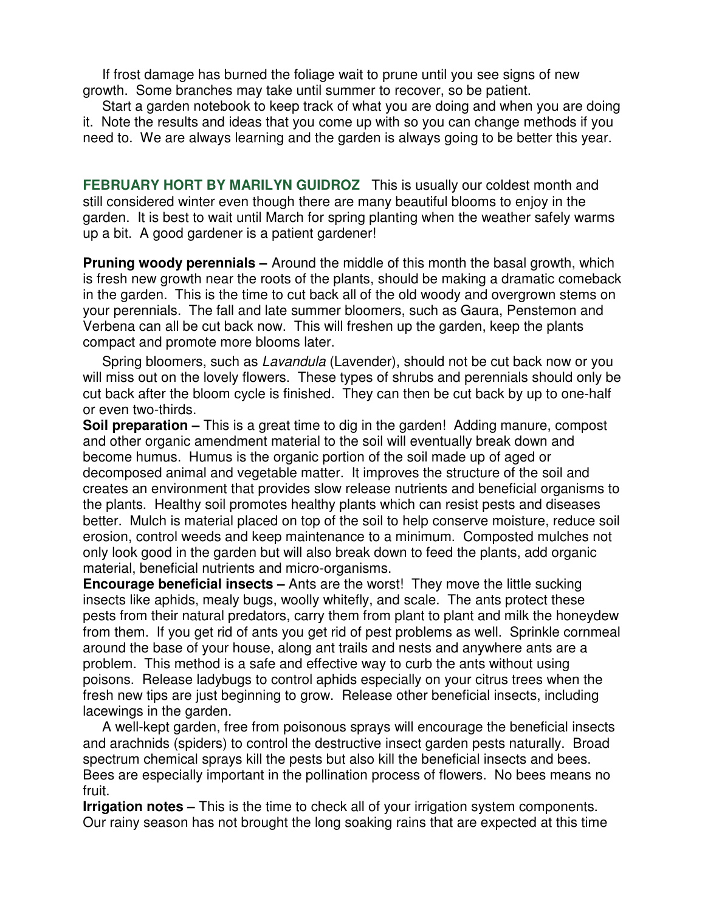If frost damage has burned the foliage wait to prune until you see signs of new growth. Some branches may take until summer to recover, so be patient.

Start a garden notebook to keep track of what you are doing and when you are doing it. Note the results and ideas that you come up with so you can change methods if you need to. We are always learning and the garden is always going to be better this year.

**FEBRUARY HORT BY MARILYN GUIDROZ** This is usually our coldest month and still considered winter even though there are many beautiful blooms to enjoy in the garden. It is best to wait until March for spring planting when the weather safely warms up a bit. A good gardener is a patient gardener!

**Pruning woody perennials –** Around the middle of this month the basal growth, which is fresh new growth near the roots of the plants, should be making a dramatic comeback in the garden. This is the time to cut back all of the old woody and overgrown stems on your perennials. The fall and late summer bloomers, such as Gaura, Penstemon and Verbena can all be cut back now. This will freshen up the garden, keep the plants compact and promote more blooms later.

Spring bloomers, such as *Lavandula* (Lavender), should not be cut back now or you will miss out on the lovely flowers. These types of shrubs and perennials should only be cut back after the bloom cycle is finished. They can then be cut back by up to one-half or even two-thirds.

**Soil preparation –** This is a great time to dig in the garden! Adding manure, compost and other organic amendment material to the soil will eventually break down and become humus. Humus is the organic portion of the soil made up of aged or decomposed animal and vegetable matter. It improves the structure of the soil and creates an environment that provides slow release nutrients and beneficial organisms to the plants. Healthy soil promotes healthy plants which can resist pests and diseases better. Mulch is material placed on top of the soil to help conserve moisture, reduce soil erosion, control weeds and keep maintenance to a minimum. Composted mulches not only look good in the garden but will also break down to feed the plants, add organic material, beneficial nutrients and micro-organisms.

**Encourage beneficial insects –** Ants are the worst! They move the little sucking insects like aphids, mealy bugs, woolly whitefly, and scale. The ants protect these pests from their natural predators, carry them from plant to plant and milk the honeydew from them. If you get rid of ants you get rid of pest problems as well. Sprinkle cornmeal around the base of your house, along ant trails and nests and anywhere ants are a problem. This method is a safe and effective way to curb the ants without using poisons. Release ladybugs to control aphids especially on your citrus trees when the fresh new tips are just beginning to grow. Release other beneficial insects, including lacewings in the garden.

A well-kept garden, free from poisonous sprays will encourage the beneficial insects and arachnids (spiders) to control the destructive insect garden pests naturally. Broad spectrum chemical sprays kill the pests but also kill the beneficial insects and bees. Bees are especially important in the pollination process of flowers. No bees means no fruit.

**Irrigation notes –** This is the time to check all of your irrigation system components. Our rainy season has not brought the long soaking rains that are expected at this time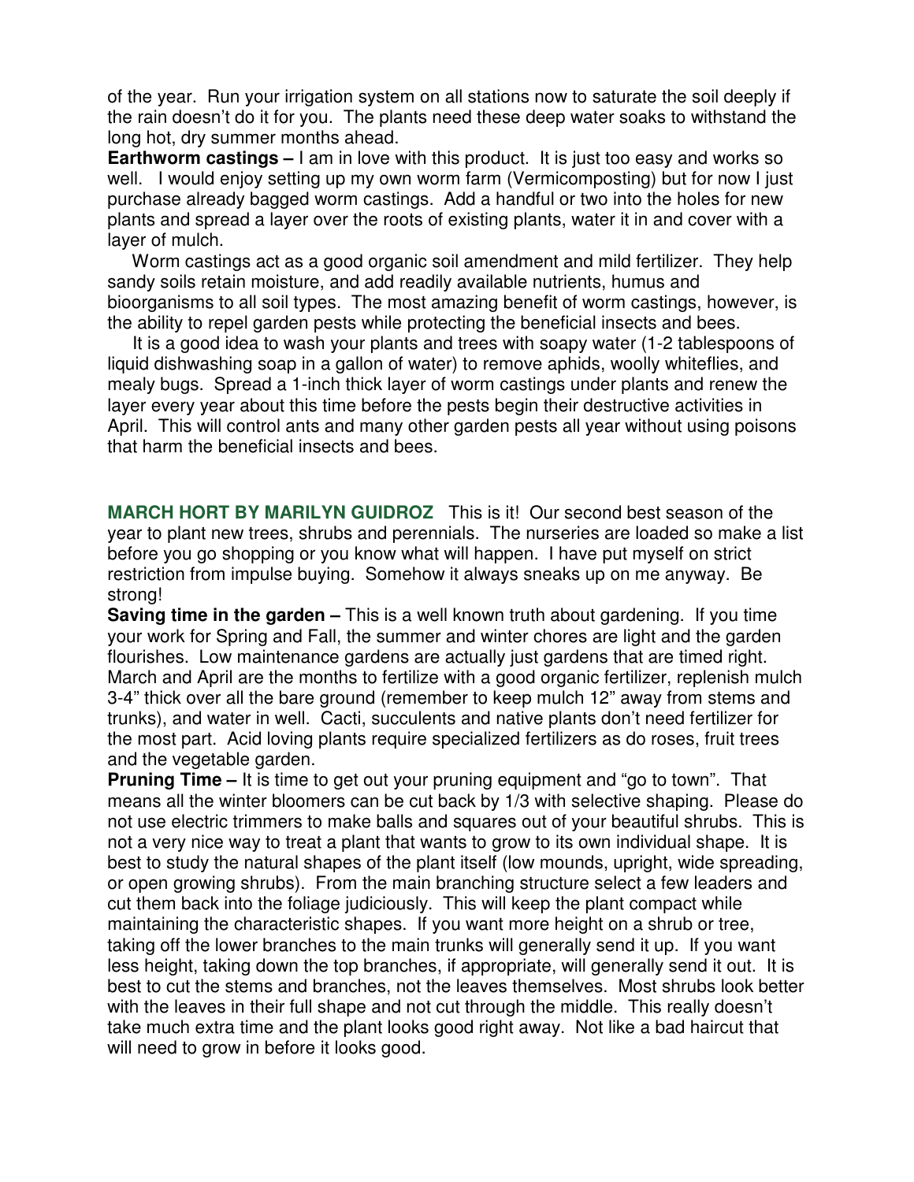of the year. Run your irrigation system on all stations now to saturate the soil deeply if the rain doesn't do it for you. The plants need these deep water soaks to withstand the long hot, dry summer months ahead.

**Earthworm castings –** I am in love with this product. It is just too easy and works so well. I would enjoy setting up my own worm farm (Vermicomposting) but for now I just purchase already bagged worm castings. Add a handful or two into the holes for new plants and spread a layer over the roots of existing plants, water it in and cover with a layer of mulch.

Worm castings act as a good organic soil amendment and mild fertilizer. They help sandy soils retain moisture, and add readily available nutrients, humus and bioorganisms to all soil types. The most amazing benefit of worm castings, however, is the ability to repel garden pests while protecting the beneficial insects and bees.

It is a good idea to wash your plants and trees with soapy water (1-2 tablespoons of liquid dishwashing soap in a gallon of water) to remove aphids, woolly whiteflies, and mealy bugs. Spread a 1-inch thick layer of worm castings under plants and renew the layer every year about this time before the pests begin their destructive activities in April. This will control ants and many other garden pests all year without using poisons that harm the beneficial insects and bees.

**MARCH HORT BY MARILYN GUIDROZ** This is it! Our second best season of the year to plant new trees, shrubs and perennials. The nurseries are loaded so make a list before you go shopping or you know what will happen. I have put myself on strict restriction from impulse buying. Somehow it always sneaks up on me anyway. Be strong!

**Saving time in the garden –** This is a well known truth about gardening. If you time your work for Spring and Fall, the summer and winter chores are light and the garden flourishes. Low maintenance gardens are actually just gardens that are timed right. March and April are the months to fertilize with a good organic fertilizer, replenish mulch 3-4" thick over all the bare ground (remember to keep mulch 12" away from stems and trunks), and water in well. Cacti, succulents and native plants don't need fertilizer for the most part. Acid loving plants require specialized fertilizers as do roses, fruit trees and the vegetable garden.

**Pruning Time –** It is time to get out your pruning equipment and "go to town". That means all the winter bloomers can be cut back by 1/3 with selective shaping. Please do not use electric trimmers to make balls and squares out of your beautiful shrubs. This is not a very nice way to treat a plant that wants to grow to its own individual shape. It is best to study the natural shapes of the plant itself (low mounds, upright, wide spreading, or open growing shrubs). From the main branching structure select a few leaders and cut them back into the foliage judiciously. This will keep the plant compact while maintaining the characteristic shapes. If you want more height on a shrub or tree, taking off the lower branches to the main trunks will generally send it up. If you want less height, taking down the top branches, if appropriate, will generally send it out. It is best to cut the stems and branches, not the leaves themselves. Most shrubs look better with the leaves in their full shape and not cut through the middle. This really doesn't take much extra time and the plant looks good right away. Not like a bad haircut that will need to grow in before it looks good.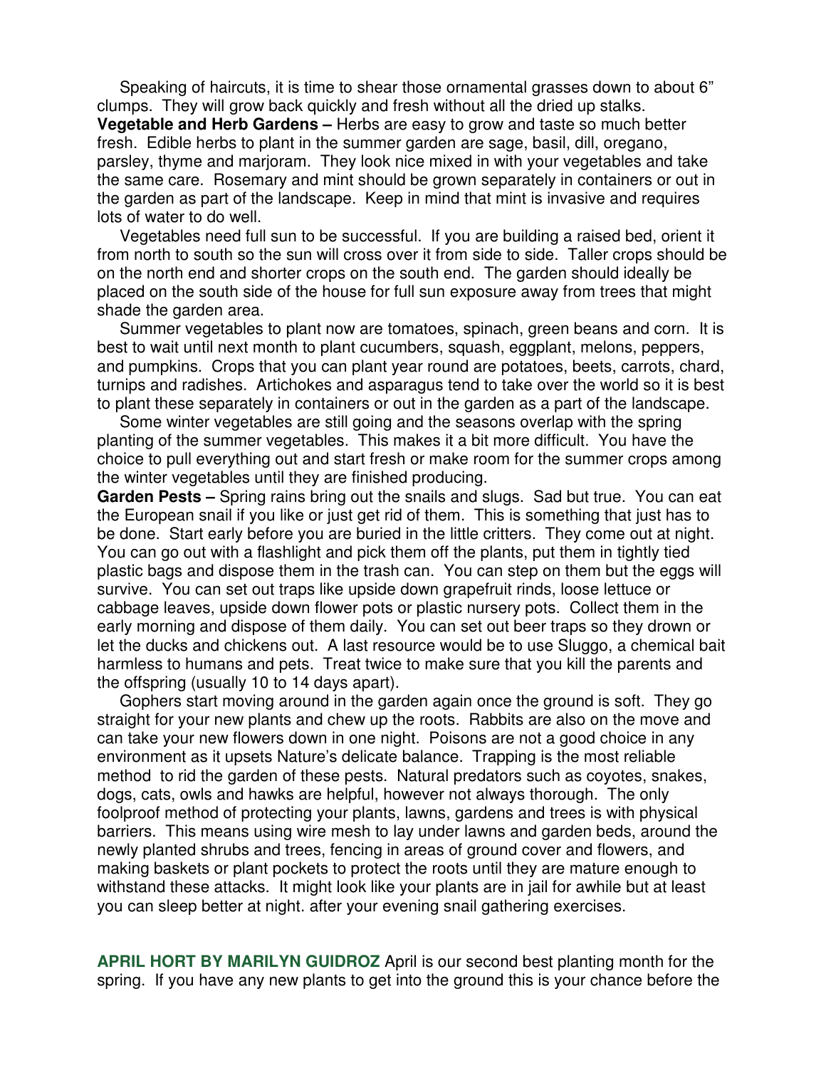Speaking of haircuts, it is time to shear those ornamental grasses down to about 6" clumps. They will grow back quickly and fresh without all the dried up stalks.

**Vegetable and Herb Gardens –** Herbs are easy to grow and taste so much better fresh. Edible herbs to plant in the summer garden are sage, basil, dill, oregano, parsley, thyme and marjoram. They look nice mixed in with your vegetables and take the same care. Rosemary and mint should be grown separately in containers or out in the garden as part of the landscape. Keep in mind that mint is invasive and requires lots of water to do well.

Vegetables need full sun to be successful. If you are building a raised bed, orient it from north to south so the sun will cross over it from side to side. Taller crops should be on the north end and shorter crops on the south end. The garden should ideally be placed on the south side of the house for full sun exposure away from trees that might shade the garden area.

Summer vegetables to plant now are tomatoes, spinach, green beans and corn. It is best to wait until next month to plant cucumbers, squash, eggplant, melons, peppers, and pumpkins. Crops that you can plant year round are potatoes, beets, carrots, chard, turnips and radishes. Artichokes and asparagus tend to take over the world so it is best to plant these separately in containers or out in the garden as a part of the landscape.

Some winter vegetables are still going and the seasons overlap with the spring planting of the summer vegetables. This makes it a bit more difficult. You have the choice to pull everything out and start fresh or make room for the summer crops among the winter vegetables until they are finished producing.

**Garden Pests –** Spring rains bring out the snails and slugs. Sad but true. You can eat the European snail if you like or just get rid of them. This is something that just has to be done. Start early before you are buried in the little critters. They come out at night. You can go out with a flashlight and pick them off the plants, put them in tightly tied plastic bags and dispose them in the trash can. You can step on them but the eggs will survive. You can set out traps like upside down grapefruit rinds, loose lettuce or cabbage leaves, upside down flower pots or plastic nursery pots. Collect them in the early morning and dispose of them daily. You can set out beer traps so they drown or let the ducks and chickens out. A last resource would be to use Sluggo, a chemical bait harmless to humans and pets. Treat twice to make sure that you kill the parents and the offspring (usually 10 to 14 days apart).

Gophers start moving around in the garden again once the ground is soft. They go straight for your new plants and chew up the roots. Rabbits are also on the move and can take your new flowers down in one night. Poisons are not a good choice in any environment as it upsets Nature's delicate balance. Trapping is the most reliable method to rid the garden of these pests. Natural predators such as coyotes, snakes, dogs, cats, owls and hawks are helpful, however not always thorough. The only foolproof method of protecting your plants, lawns, gardens and trees is with physical barriers. This means using wire mesh to lay under lawns and garden beds, around the newly planted shrubs and trees, fencing in areas of ground cover and flowers, and making baskets or plant pockets to protect the roots until they are mature enough to withstand these attacks. It might look like your plants are in jail for awhile but at least you can sleep better at night. after your evening snail gathering exercises.

**APRIL HORT BY MARILYN GUIDROZ** April is our second best planting month for the spring. If you have any new plants to get into the ground this is your chance before the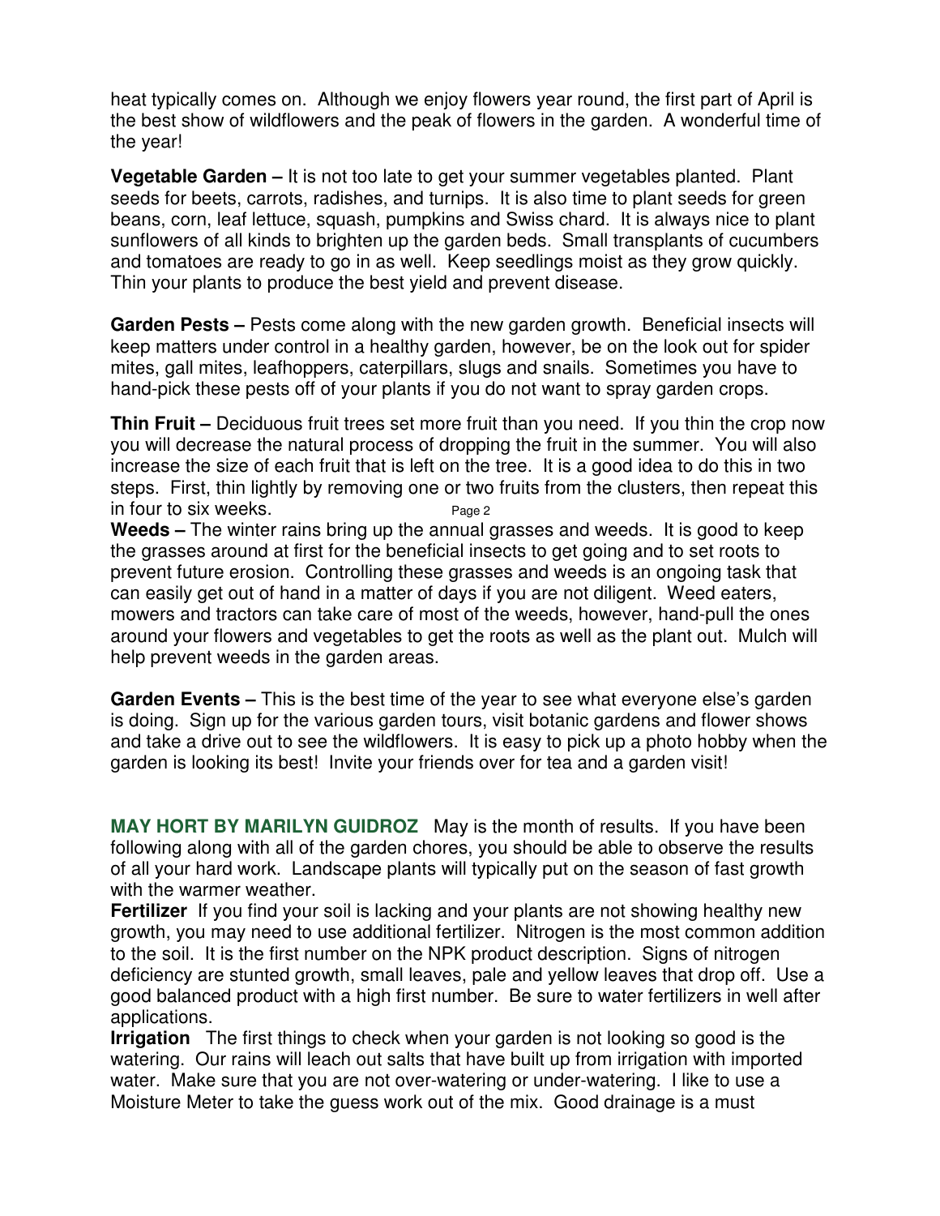heat typically comes on. Although we enjoy flowers year round, the first part of April is the best show of wildflowers and the peak of flowers in the garden. A wonderful time of the year!

**Vegetable Garden –** It is not too late to get your summer vegetables planted. Plant seeds for beets, carrots, radishes, and turnips. It is also time to plant seeds for green beans, corn, leaf lettuce, squash, pumpkins and Swiss chard. It is always nice to plant sunflowers of all kinds to brighten up the garden beds. Small transplants of cucumbers and tomatoes are ready to go in as well. Keep seedlings moist as they grow quickly. Thin your plants to produce the best yield and prevent disease.

**Garden Pests –** Pests come along with the new garden growth. Beneficial insects will keep matters under control in a healthy garden, however, be on the look out for spider mites, gall mites, leafhoppers, caterpillars, slugs and snails. Sometimes you have to hand-pick these pests off of your plants if you do not want to spray garden crops.

**Thin Fruit –** Deciduous fruit trees set more fruit than you need. If you thin the crop now you will decrease the natural process of dropping the fruit in the summer. You will also increase the size of each fruit that is left on the tree. It is a good idea to do this in two steps. First, thin lightly by removing one or two fruits from the clusters, then repeat this in four to six weeks.

**Weeds –** The winter rains bring up the annual grasses and weeds. It is good to keep the grasses around at first for the beneficial insects to get going and to set roots to prevent future erosion. Controlling these grasses and weeds is an ongoing task that can easily get out of hand in a matter of days if you are not diligent. Weed eaters, mowers and tractors can take care of most of the weeds, however, hand-pull the ones around your flowers and vegetables to get the roots as well as the plant out. Mulch will help prevent weeds in the garden areas.

**Garden Events –** This is the best time of the year to see what everyone else's garden is doing. Sign up for the various garden tours, visit botanic gardens and flower shows and take a drive out to see the wildflowers. It is easy to pick up a photo hobby when the garden is looking its best! Invite your friends over for tea and a garden visit!

**MAY HORT BY MARILYN GUIDROZ** May is the month of results. If you have been following along with all of the garden chores, you should be able to observe the results of all your hard work. Landscape plants will typically put on the season of fast growth with the warmer weather.

**Fertilizer** If you find your soil is lacking and your plants are not showing healthy new growth, you may need to use additional fertilizer. Nitrogen is the most common addition to the soil. It is the first number on the NPK product description. Signs of nitrogen deficiency are stunted growth, small leaves, pale and yellow leaves that drop off. Use a good balanced product with a high first number. Be sure to water fertilizers in well after applications.

**Irrigation** The first things to check when your garden is not looking so good is the watering. Our rains will leach out salts that have built up from irrigation with imported water. Make sure that you are not over-watering or under-watering. I like to use a Moisture Meter to take the guess work out of the mix. Good drainage is a must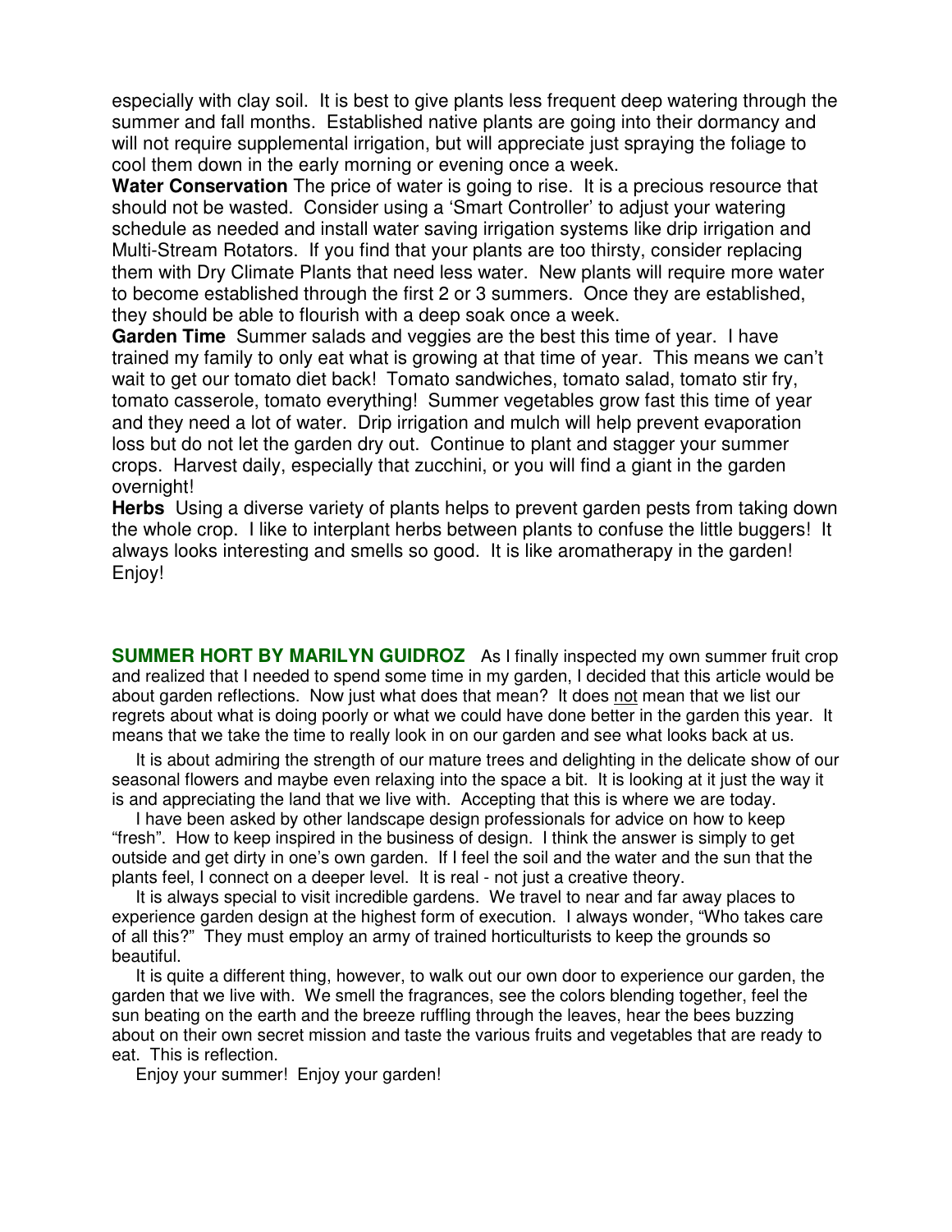especially with clay soil. It is best to give plants less frequent deep watering through the summer and fall months. Established native plants are going into their dormancy and will not require supplemental irrigation, but will appreciate just spraying the foliage to cool them down in the early morning or evening once a week.

**Water Conservation** The price of water is going to rise. It is a precious resource that should not be wasted. Consider using a 'Smart Controller' to adjust your watering schedule as needed and install water saving irrigation systems like drip irrigation and Multi-Stream Rotators. If you find that your plants are too thirsty, consider replacing them with Dry Climate Plants that need less water. New plants will require more water to become established through the first 2 or 3 summers. Once they are established, they should be able to flourish with a deep soak once a week.

**Garden Time** Summer salads and veggies are the best this time of year. I have trained my family to only eat what is growing at that time of year. This means we can't wait to get our tomato diet back! Tomato sandwiches, tomato salad, tomato stir fry, tomato casserole, tomato everything! Summer vegetables grow fast this time of year and they need a lot of water. Drip irrigation and mulch will help prevent evaporation loss but do not let the garden dry out. Continue to plant and stagger your summer crops. Harvest daily, especially that zucchini, or you will find a giant in the garden overnight!

**Herbs** Using a diverse variety of plants helps to prevent garden pests from taking down the whole crop. I like to interplant herbs between plants to confuse the little buggers! It always looks interesting and smells so good. It is like aromatherapy in the garden! Enjoy!

**SUMMER HORT BY MARILYN GUIDROZ** As I finally inspected my own summer fruit crop and realized that I needed to spend some time in my garden, I decided that this article would be about garden reflections. Now just what does that mean? It does <u>not</u> mean that we list our regrets about what is doing poorly or what we could have done better in the garden this year. It means that we take the time to really look in on our garden and see what looks back at us.

It is about admiring the strength of our mature trees and delighting in the delicate show of our seasonal flowers and maybe even relaxing into the space a bit. It is looking at it just the way it is and appreciating the land that we live with. Accepting that this is where we are today.

I have been asked by other landscape design professionals for advice on how to keep "fresh". How to keep inspired in the business of design. I think the answer is simply to get outside and get dirty in one's own garden. If I feel the soil and the water and the sun that the plants feel, I connect on a deeper level. It is real - not just a creative theory.

It is always special to visit incredible gardens. We travel to near and far away places to experience garden design at the highest form of execution. I always wonder, "Who takes care of all this?" They must employ an army of trained horticulturists to keep the grounds so beautiful.

It is quite a different thing, however, to walk out our own door to experience our garden, the garden that we live with. We smell the fragrances, see the colors blending together, feel the sun beating on the earth and the breeze ruffling through the leaves, hear the bees buzzing about on their own secret mission and taste the various fruits and vegetables that are ready to eat. This is reflection.

Enjoy your summer! Enjoy your garden!